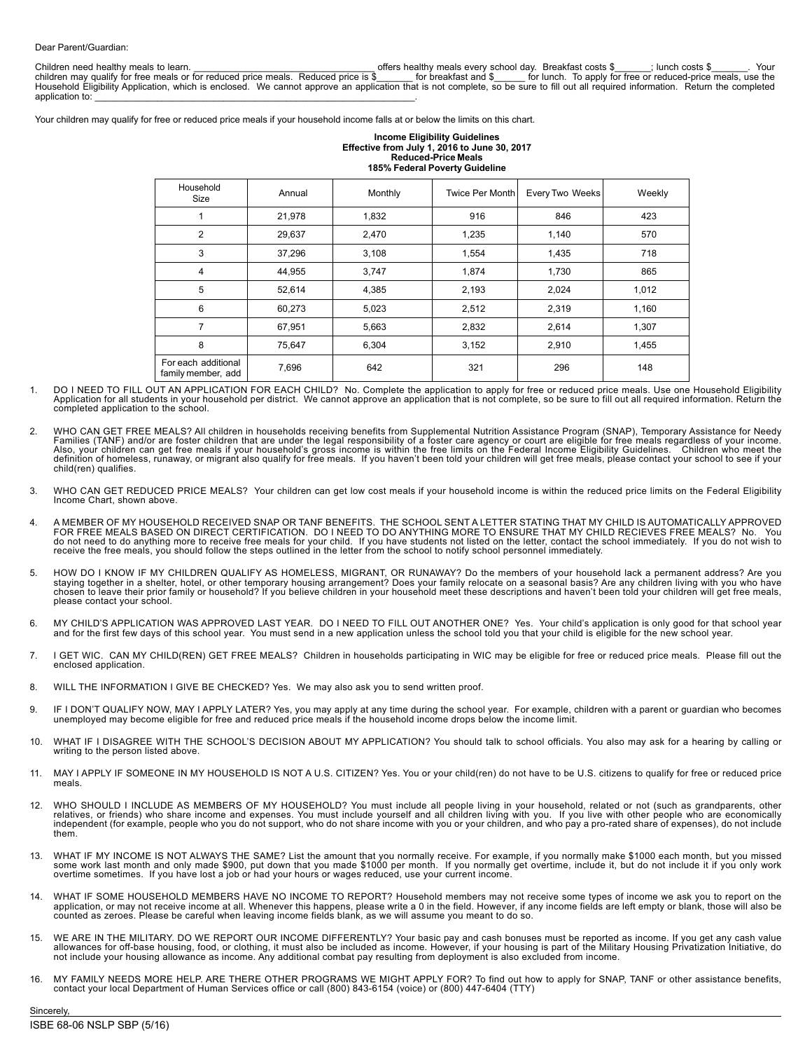Dear Parent/Guardian:

Children need healthy meals to learn. ___________________________________ offers healthy meals every school day. Breakfast costs $_______; lunch costs $_______. Your children may qualify for free meals or for reduced price meals. Reduced price is $_______ for breakfast and $______ for lunch. To apply for free or reduced-price meals, use the Household Eligibility Application, which is enclosed. We cannot approve an application that is not complete, so be sure to fill out all required information. Return the completed application to: ___________________________________________________________.

Your children may qualify for free or reduced price meals if your household income falls at or below the limits on this chart.

**Income Eligibility Guidelines**
**Effective from July 1, 2016 to June 30, 2017**
**Reduced-Price Meals**
**185% Federal Poverty Guideline**

| Household Size | Annual | Monthly | Twice Per Month | Every Two Weeks | Weekly |
|---|---|---|---|---|---|
| 1 | 21,978 | 1,832 | 916 | 846 | 423 |
| 2 | 29,637 | 2,470 | 1,235 | 1,140 | 570 |
| 3 | 37,296 | 3,108 | 1,554 | 1,435 | 718 |
| 4 | 44,955 | 3,747 | 1,874 | 1,730 | 865 |
| 5 | 52,614 | 4,385 | 2,193 | 2,024 | 1,012 |
| 6 | 60,273 | 5,023 | 2,512 | 2,319 | 1,160 |
| 7 | 67,951 | 5,663 | 2,832 | 2,614 | 1,307 |
| 8 | 75,647 | 6,304 | 3,152 | 2,910 | 1,455 |
| For each additional family member, add | 7,696 | 642 | 321 | 296 | 148 |

1. DO I NEED TO FILL OUT AN APPLICATION FOR EACH CHILD? No. Complete the application to apply for free or reduced price meals. Use one Household Eligibility Application for all students in your household per district. We cannot approve an application that is not complete, so be sure to fill out all required information. Return the completed application to the school.

2. WHO CAN GET FREE MEALS? All children in households receiving benefits from Supplemental Nutrition Assistance Program (SNAP), Temporary Assistance for Needy Families (TANF) and/or are foster children that are under the legal responsibility of a foster care agency or court are eligible for free meals regardless of your income. Also, your children can get free meals if your household's gross income is within the free limits on the Federal Income Eligibility Guidelines. Children who meet the definition of homeless, runaway, or migrant also qualify for free meals. If you haven't been told your children will get free meals, please contact your school to see if your child(ren) qualifies.

3. WHO CAN GET REDUCED PRICE MEALS? Your children can get low cost meals if your household income is within the reduced price limits on the Federal Eligibility Income Chart, shown above.

4. A MEMBER OF MY HOUSEHOLD RECEIVED SNAP OR TANF BENEFITS. THE SCHOOL SENT A LETTER STATING THAT MY CHILD IS AUTOMATICALLY APPROVED FOR FREE MEALS BASED ON DIRECT CERTIFICATION. DO I NEED TO DO ANYTHING MORE TO ENSURE THAT MY CHILD RECIEVES FREE MEALS? No. You do not need to do anything more to receive free meals for your child. If you have students not listed on the letter, contact the school immediately. If you do not wish to receive the free meals, you should follow the steps outlined in the letter from the school to notify school personnel immediately.

5. HOW DO I KNOW IF MY CHILDREN QUALIFY AS HOMELESS, MIGRANT, OR RUNAWAY? Do the members of your household lack a permanent address? Are you staying together in a shelter, hotel, or other temporary housing arrangement? Does your family relocate on a seasonal basis? Are any children living with you who have chosen to leave their prior family or household? If you believe children in your household meet these descriptions and haven't been told your children will get free meals, please contact your school.

6. MY CHILD'S APPLICATION WAS APPROVED LAST YEAR. DO I NEED TO FILL OUT ANOTHER ONE? Yes. Your child's application is only good for that school year and for the first few days of this school year. You must send in a new application unless the school told you that your child is eligible for the new school year.

7. I GET WIC. CAN MY CHILD(REN) GET FREE MEALS? Children in households participating in WIC may be eligible for free or reduced price meals. Please fill out the enclosed application.

8. WILL THE INFORMATION I GIVE BE CHECKED? Yes. We may also ask you to send written proof.

9. IF I DON'T QUALIFY NOW, MAY I APPLY LATER? Yes, you may apply at any time during the school year. For example, children with a parent or guardian who becomes unemployed may become eligible for free and reduced price meals if the household income drops below the income limit.

10. WHAT IF I DISAGREE WITH THE SCHOOL'S DECISION ABOUT MY APPLICATION? You should talk to school officials. You also may ask for a hearing by calling or writing to the person listed above.

11. MAY I APPLY IF SOMEONE IN MY HOUSEHOLD IS NOT A U.S. CITIZEN? Yes. You or your child(ren) do not have to be U.S. citizens to qualify for free or reduced price meals.

12. WHO SHOULD I INCLUDE AS MEMBERS OF MY HOUSEHOLD? You must include all people living in your household, related or not (such as grandparents, other relatives, or friends) who share income and expenses. You must include yourself and all children living with you. If you live with other people who are economically independent (for example, people who you do not support, who do not share income with you or your children, and who pay a pro-rated share of expenses), do not include them.

13. WHAT IF MY INCOME IS NOT ALWAYS THE SAME? List the amount that you normally receive. For example, if you normally make $1000 each month, but you missed some work last month and only made $900, put down that you made $1000 per month. If you normally get overtime, include it, but do not include it if you only work overtime sometimes. If you have lost a job or had your hours or wages reduced, use your current income.

14. WHAT IF SOME HOUSEHOLD MEMBERS HAVE NO INCOME TO REPORT? Household members may not receive some types of income we ask you to report on the application, or may not receive income at all. Whenever this happens, please write a 0 in the field. However, if any income fields are left empty or blank, those will also be counted as zeroes. Please be careful when leaving income fields blank, as we will assume you meant to do so.

15. WE ARE IN THE MILITARY. DO WE REPORT OUR INCOME DIFFERENTLY? Your basic pay and cash bonuses must be reported as income. If you get any cash value allowances for off-base housing, food, or clothing, it must also be included as income. However, if your housing is part of the Military Housing Privatization Initiative, do not include your housing allowance as income. Any additional combat pay resulting from deployment is also excluded from income.

16. MY FAMILY NEEDS MORE HELP. ARE THERE OTHER PROGRAMS WE MIGHT APPLY FOR? To find out how to apply for SNAP, TANF or other assistance benefits, contact your local Department of Human Services office or call (800) 843-6154 (voice) or (800) 447-6404 (TTY)

Sincerely,

ISBE 68-06 NSLP SBP (5/16)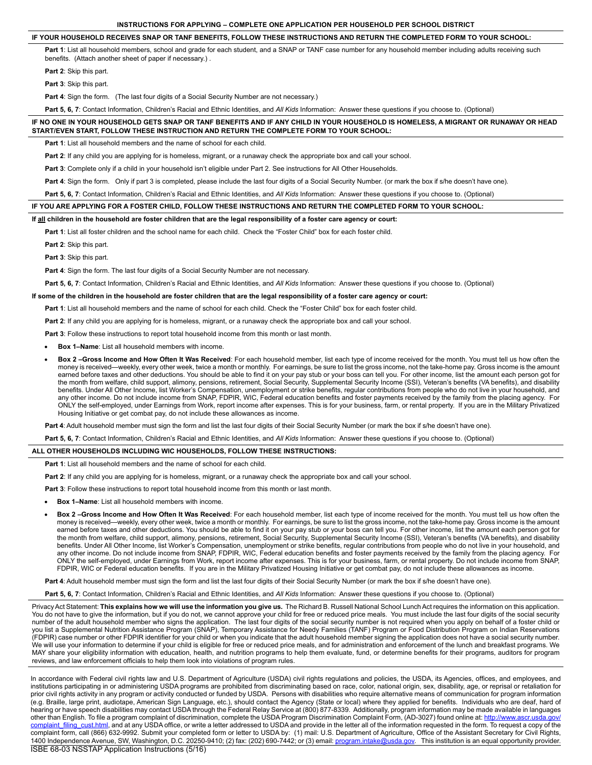## INSTRUCTIONS FOR APPLYING – COMPLETE ONE APPLICATION PER HOUSEHOLD PER SCHOOL DISTRICT

### IF YOUR HOUSEHOLD RECEIVES SNAP OR TANF BENEFITS, FOLLOW THESE INSTRUCTIONS AND RETURN THE COMPLETED FORM TO YOUR SCHOOL:

**Part 1**: List all household members, school and grade for each student, and a SNAP or TANF case number for any household member including adults receiving such benefits. (Attach another sheet of paper if necessary.) .

**Part 2**: Skip this part.

**Part 3**: Skip this part.

**Part 4**: Sign the form. (The last four digits of a Social Security Number are not necessary.)

**Part 5, 6, 7**: Contact Information, Children's Racial and Ethnic Identities, and *All Kids* Information: Answer these questions if you choose to. (Optional)

### IF NO ONE IN YOUR HOUSEHOLD GETS SNAP OR TANF BENEFITS AND IF ANY CHILD IN YOUR HOUSEHOLD IS HOMELESS, A MIGRANT OR RUNAWAY OR HEAD START/EVEN START, FOLLOW THESE INSTRUCTION AND RETURN THE COMPLETE FORM TO YOUR SCHOOL:

**Part 1**: List all household members and the name of school for each child.

**Part 2**: If any child you are applying for is homeless, migrant, or a runaway check the appropriate box and call your school.

**Part 3**: Complete only if a child in your household isn't eligible under Part 2. See instructions for All Other Households.

**Part 4**: Sign the form. Only if part 3 is completed, please include the last four digits of a Social Security Number. (or mark the box if s/he doesn't have one).

**Part 5, 6, 7**: Contact Information, Children's Racial and Ethnic Identities, and *All Kids* Information: Answer these questions if you choose to. (Optional)

### IF YOU ARE APPLYING FOR A FOSTER CHILD, FOLLOW THESE INSTRUCTIONS AND RETURN THE COMPLETED FORM TO YOUR SCHOOL:

**If <u>all</u> children in the household are foster children that are the legal responsibility of a foster care agency or court:**

**Part 1**: List all foster children and the school name for each child. Check the "Foster Child" box for each foster child.

**Part 2**: Skip this part.

**Part 3**: Skip this part.

**Part 4**: Sign the form. The last four digits of a Social Security Number are not necessary.

**Part 5, 6, 7**: Contact Information, Children's Racial and Ethnic Identities, and *All Kids* Information: Answer these questions if you choose to. (Optional)

**If some of the children in the household are foster children that are the legal responsibility of a foster care agency or court:**

**Part 1**: List all household members and the name of school for each child. Check the "Foster Child" box for each foster child.

**Part 2**: If any child you are applying for is homeless, migrant, or a runaway check the appropriate box and call your school.

**Part 3**: Follow these instructions to report total household income from this month or last month.

- **Box 1–Name**: List all household members with income.
- **Box 2 –Gross Income and How Often It Was Received**: For each household member, list each type of income received for the month. You must tell us how often the money is received—weekly, every other week, twice a month or monthly. For earnings, be sure to list the gross income, not the take-home pay. Gross income is the amount earned before taxes and other deductions. You should be able to find it on your pay stub or your boss can tell you. For other income, list the amount each person got for the month from welfare, child support, alimony, pensions, retirement, Social Security, Supplemental Security Income (SSI), Veteran's benefits (VA benefits), and disability benefits. Under All Other Income, list Worker's Compensation, unemployment or strike benefits, regular contributions from people who do not live in your household, and any other income. Do not include income from SNAP, FDPIR, WIC, Federal education benefits and foster payments received by the family from the placing agency. For ONLY the self-employed, under Earnings from Work, report income after expenses. This is for your business, farm, or rental property. If you are in the Military Privatized Housing Initiative or get combat pay, do not include these allowances as income.

**Part 4**: Adult household member must sign the form and list the last four digits of their Social Security Number (or mark the box if s/he doesn't have one).

**Part 5, 6, 7**: Contact Information, Children's Racial and Ethnic Identities, and *All Kids* Information: Answer these questions if you choose to. (Optional)

### ALL OTHER HOUSEHOLDS INCLUDING WIC HOUSEHOLDS, FOLLOW THESE INSTRUCTIONS:

**Part 1**: List all household members and the name of school for each child.

**Part 2**: If any child you are applying for is homeless, migrant, or a runaway check the appropriate box and call your school.

**Part 3**: Follow these instructions to report total household income from this month or last month.

- **Box 1–Name**: List all household members with income.
- **Box 2 –Gross Income and How Often It Was Received**: For each household member, list each type of income received for the month. You must tell us how often the money is received—weekly, every other week, twice a month or monthly. For earnings, be sure to list the gross income, not the take-home pay. Gross income is the amount earned before taxes and other deductions. You should be able to find it on your pay stub or your boss can tell you. For other income, list the amount each person got for the month from welfare, child support, alimony, pensions, retirement, Social Security, Supplemental Security Income (SSI), Veteran's benefits (VA benefits), and disability benefits. Under All Other Income, list Worker's Compensation, unemployment or strike benefits, regular contributions from people who do not live in your household, and any other income. Do not include income from SNAP, FDPIR, WIC, Federal education benefits and foster payments received by the family from the placing agency. For ONLY the self-employed, under Earnings from Work, report income after expenses. This is for your business, farm, or rental property. Do not include income from SNAP, FDPIR, WIC or Federal education benefits. If you are in the Military Privatized Housing Initiative or get combat pay, do not include these allowances as income.

**Part 4**: Adult household member must sign the form and list the last four digits of their Social Security Number (or mark the box if s/he doesn't have one).

**Part 5, 6, 7**: Contact Information, Children's Racial and Ethnic Identities, and *All Kids* Information: Answer these questions if you choose to. (Optional)

Privacy Act Statement: **This explains how we will use the information you give us.** The Richard B. Russell National School Lunch Act requires the information on this application. You do not have to give the information, but if you do not, we cannot approve your child for free or reduced price meals. You must include the last four digits of the social security number of the adult household member who signs the application. The last four digits of the social security number is not required when you apply on behalf of a foster child or you list a Supplemental Nutrition Assistance Program (SNAP), Temporary Assistance for Needy Families (TANF) Program or Food Distribution Program on Indian Reservations (FDPIR) case number or other FDPIR identifier for your child or when you indicate that the adult household member signing the application does not have a social security number. We will use your information to determine if your child is eligible for free or reduced price meals, and for administration and enforcement of the lunch and breakfast programs. We MAY share your eligibility information with education, health, and nutrition programs to help them evaluate, fund, or determine benefits for their programs, auditors for program reviews, and law enforcement officials to help them look into violations of program rules.

In accordance with Federal civil rights law and U.S. Department of Agriculture (USDA) civil rights regulations and policies, the USDA, its Agencies, offices, and employees, and institutions participating in or administering USDA programs are prohibited from discriminating based on race, color, national origin, sex, disability, age, or reprisal or retaliation for prior civil rights activity in any program or activity conducted or funded by USDA. Persons with disabilities who require alternative means of communication for program information (e.g. Braille, large print, audiotape, American Sign Language, etc.), should contact the Agency (State or local) where they applied for benefits. Individuals who are deaf, hard of hearing or have speech disabilities may contact USDA through the Federal Relay Service at (800) 877-8339. Additionally, program information may be made available in languages other than English. To file a program complaint of discrimination, complete the USDA Program Discrimination Complaint Form, (AD-3027) found online at: http://www.ascr.usda.gov/complaint_filing_cust.html, and at any USDA office, or write a letter addressed to USDA and provide in the letter all of the information requested in the form. To request a copy of the complaint form, call (866) 632-9992. Submit your completed form or letter to USDA by: (1) mail: U.S. Department of Agriculture, Office of the Assistant Secretary for Civil Rights, 1400 Independence Avenue, SW, Washington, D.C. 20250-9410; (2) fax: (202) 690-7442; or (3) email: program.intake@usda.gov. This institution is an equal opportunity provider.

ISBE 68-03 NSSTAP Application Instructions (5/16)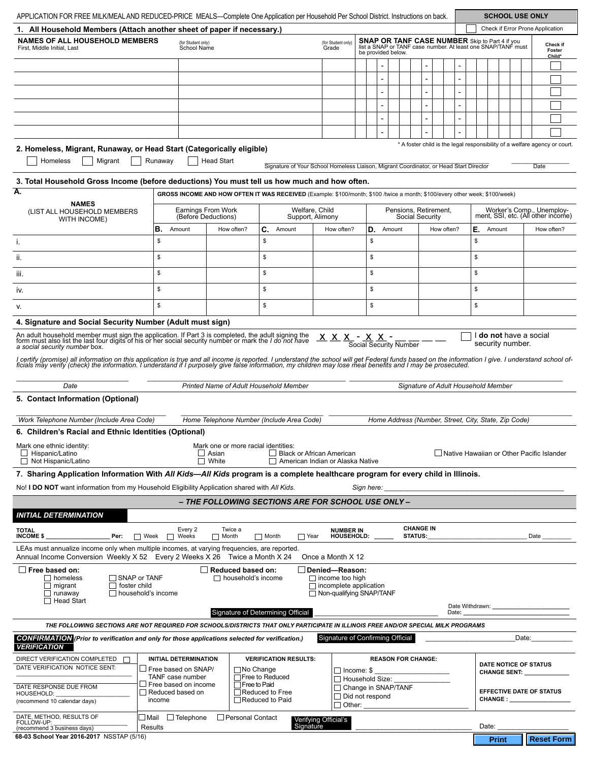APPLICATION FOR FREE MILK/MEAL AND REDUCED-PRICE MEALS—Complete One Application per Household Per School District. Instructions on back.

**SCHOOL USE ONLY**

☐ Check if Error Prone Application

## 1. All Household Members (Attach another sheet of paper if necessary.)

| NAMES OF ALL HOUSEHOLD MEMBERS First, Middle Initial, Last | (for Student only) School Name | (for Student only) Grade | SNAP OR TANF CASE NUMBER Skip to Part 4 if you list a SNAP or TANF case number. At least one SNAP/TANF must be provided below. | Check if Foster Child* |
|---|---|---|---|---|
| | | | - - - | ☐ |
| | | | - - - | ☐ |
| | | | - - - | ☐ |
| | | | - - - | ☐ |
| | | | - - - | ☐ |
| | | | - - - | ☐ |

\* A foster child is the legal responsibility of a welfare agency or court.

## 2. Homeless, Migrant, Runaway, or Head Start (Categorically eligible)

☐ Homeless ☐ Migrant ☐ Runaway ☐ Head Start

Signature of Your School Homeless Liaison, Migrant Coordinator, or Head Start Director ____________ Date ____________

## 3. Total Household Gross Income (before deductions) You must tell us how much and how often.

| A. NAMES (LIST ALL HOUSEHOLD MEMBERS WITH INCOME) | GROSS INCOME AND HOW OFTEN IT WAS RECEIVED (Example: $100/month; $100 /twice a month; $100/every other week; $100/week) | | | | | | | |
|---|---|---|---|---|---|---|---|---|
| | Earnings From Work (Before Deductions) | | Welfare, Child Support, Alimony | | Pensions, Retirement, Social Security | | Worker's Comp., Unemployment, SSI, etc. (All other income) | |
| | B. Amount | How often? | C. Amount | How often? | D. Amount | How often? | E. Amount | How often? |
| i. | $ | | $ | | $ | | $ | |
| ii. | $ | | $ | | $ | | $ | |
| iii. | $ | | $ | | $ | | $ | |
| iv. | $ | | $ | | $ | | $ | |
| v. | $ | | $ | | $ | | $ | |

## 4. Signature and Social Security Number (Adult must sign)

An adult household member must sign the application. If Part 3 is completed, the adult signing the form must also list the last four digits of his or her social security number or mark the *I do not have a social security number* box.

X X X - X X - __ __ __ __
Social Security Number

☐ I **do not** have a social security number.

*I certify (promise) all information on this application is true and all income is reported. I understand the school will get Federal funds based on the information I give. I understand school officials may verify (check) the information. I understand if I purposely give false information, my children may lose meal benefits and I may be prosecuted.*

____________ *Date* ____________ *Printed Name of Adult Household Member* ____________ *Signature of Adult Household Member*

## 5. Contact Information (Optional)

____________ *Work Telephone Number (Include Area Code)* ____________ *Home Telephone Number (Include Area Code)* ____________ *Home Address (Number, Street, City, State, Zip Code)*

## 6. Children's Racial and Ethnic Identities (Optional)

Mark one ethnic identity:
☐ Hispanic/Latino
☐ Not Hispanic/Latino

Mark one or more racial identities:
☐ Asian ☐ White ☐ Black or African American ☐ American Indian or Alaska Native ☐ Native Hawaiian or Other Pacific Islander

## 7. Sharing Application Information With *All Kids*—*All Kids* program is a complete healthcare program for every child in Illinois.

No! **I DO NOT** want information from my Household Eligibility Application shared with *All Kids*. *Sign here:* ____________

### – THE FOLLOWING SECTIONS ARE FOR SCHOOL USE ONLY –

### *INITIAL DETERMINATION*

TOTAL INCOME $ ____________ Per: ☐ Week ☐ Every 2 Weeks ☐ Twice a Month ☐ Month ☐ Year NUMBER IN HOUSEHOLD: ______ CHANGE IN STATUS: ____________ Date ________

LEAs must annualize income only when multiple incomes, at varying frequencies, are reported.
Annual Income Conversion Weekly X 52 Every 2 Weeks X 26 Twice a Month X 24 Once a Month X 12

☐ **Free based on:**
☐ homeless
☐ migrant
☐ runaway
☐ Head Start
☐ SNAP or TANF
☐ foster child
☐ household's income

☐ **Reduced based on:**
☐ household's income

☐ **Denied—Reason:**
☐ income too high
☐ incomplete application
☐ Non-qualifying SNAP/TANF

Signature of Determining Official ____________ Date Withdrawn: ____________ Date: ____________

*THE FOLLOWING SECTIONS ARE NOT REQUIRED FOR SCHOOLS/DISTRICTS THAT ONLY PARTICIPATE IN ILLINOIS FREE AND/OR SPECIAL MILK PROGRAMS*

***CONFIRMATION*** *(Prior to verification and only for those applications selected for verification.)* Signature of Confirming Official ____________ Date: ____________

***VERIFICATION***

| | INITIAL DETERMINATION | VERIFICATION RESULTS: | REASON FOR CHANGE: | |
|---|---|---|---|---|
| DIRECT VERIFICATION COMPLETED ☐<br>DATE VERIFICATION NOTICE SENT: ____________<br>DATE RESPONSE DUE FROM HOUSEHOLD: ____________ (recommend 10 calendar days) | ☐ Free based on SNAP/ TANF case number<br>☐ Free based on income<br>☐ Reduced based on income | ☐ No Change<br>☐ Free to Reduced<br>☐ Free to Paid<br>☐ Reduced to Free<br>☐ Reduced to Paid | ☐ Income: $ ____________<br>☐ Household Size: ____________<br>☐ Change in SNAP/TANF<br>☐ Did not respond<br>☐ Other: ____________ | DATE NOTICE OF STATUS CHANGE SENT: ____________<br>EFFECTIVE DATE OF STATUS CHANGE : ____________ |
| DATE, METHOD, RESULTS OF FOLLOW-UP: ____________ (recommend 3 business days) | ☐ Mail ☐ Telephone ☐ Personal Contact<br>Results | Verifying Official's Signature ____________ | | Date: ____________ |

68-03 School Year 2016-2017 NSSTAP (5/16)

Print Reset Form